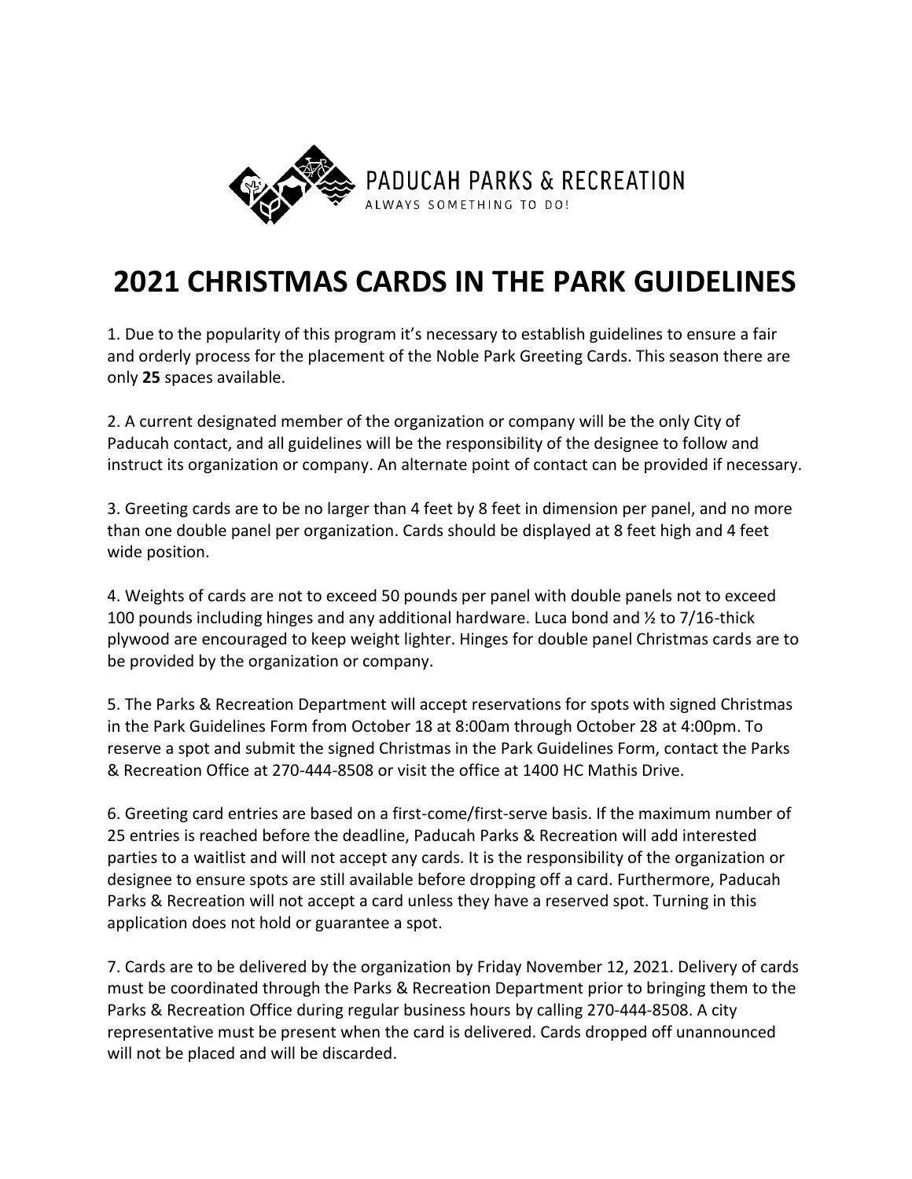PADUCAH PARKS & RECREATION
ALWAYS SOMETHING TO DO!

# 2021 CHRISTMAS CARDS IN THE PARK GUIDELINES

1. Due to the popularity of this program it's necessary to establish guidelines to ensure a fair and orderly process for the placement of the Noble Park Greeting Cards. This season there are only **25** spaces available.

2. A current designated member of the organization or company will be the only City of Paducah contact, and all guidelines will be the responsibility of the designee to follow and instruct its organization or company. An alternate point of contact can be provided if necessary.

3. Greeting cards are to be no larger than 4 feet by 8 feet in dimension per panel, and no more than one double panel per organization. Cards should be displayed at 8 feet high and 4 feet wide position.

4. Weights of cards are not to exceed 50 pounds per panel with double panels not to exceed 100 pounds including hinges and any additional hardware. Luca bond and ½ to 7/16-thick plywood are encouraged to keep weight lighter. Hinges for double panel Christmas cards are to be provided by the organization or company.

5. The Parks & Recreation Department will accept reservations for spots with signed Christmas in the Park Guidelines Form from October 18 at 8:00am through October 28 at 4:00pm. To reserve a spot and submit the signed Christmas in the Park Guidelines Form, contact the Parks & Recreation Office at 270-444-8508 or visit the office at 1400 HC Mathis Drive.

6. Greeting card entries are based on a first-come/first-serve basis. If the maximum number of 25 entries is reached before the deadline, Paducah Parks & Recreation will add interested parties to a waitlist and will not accept any cards. It is the responsibility of the organization or designee to ensure spots are still available before dropping off a card. Furthermore, Paducah Parks & Recreation will not accept a card unless they have a reserved spot. Turning in this application does not hold or guarantee a spot.

7. Cards are to be delivered by the organization by Friday November 12, 2021. Delivery of cards must be coordinated through the Parks & Recreation Department prior to bringing them to the Parks & Recreation Office during regular business hours by calling 270-444-8508. A city representative must be present when the card is delivered. Cards dropped off unannounced will not be placed and will be discarded.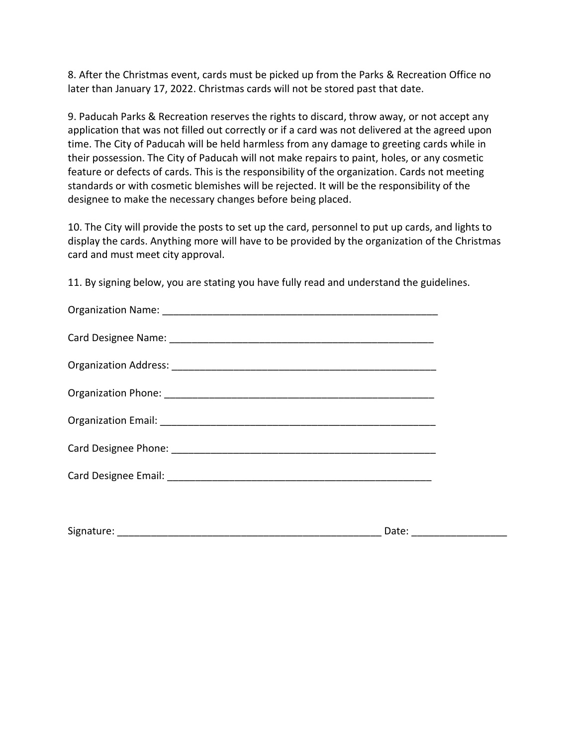8. After the Christmas event, cards must be picked up from the Parks & Recreation Office no later than January 17, 2022. Christmas cards will not be stored past that date.

9. Paducah Parks & Recreation reserves the rights to discard, throw away, or not accept any application that was not filled out correctly or if a card was not delivered at the agreed upon time. The City of Paducah will be held harmless from any damage to greeting cards while in their possession. The City of Paducah will not make repairs to paint, holes, or any cosmetic feature or defects of cards. This is the responsibility of the organization. Cards not meeting standards or with cosmetic blemishes will be rejected. It will be the responsibility of the designee to make the necessary changes before being placed.

10. The City will provide the posts to set up the card, personnel to put up cards, and lights to display the cards. Anything more will have to be provided by the organization of the Christmas card and must meet city approval.

11. By signing below, you are stating you have fully read and understand the guidelines.

Organization Name: ___________________________________________________

Card Designee Name: _________________________________________________

Organization Address: ________________________________________________

Organization Phone: __________________________________________________

Organization Email: ___________________________________________________

Card Designee Phone: _________________________________________________

Card Designee Email: _________________________________________________

Signature: _________________________________________________ Date: _________________